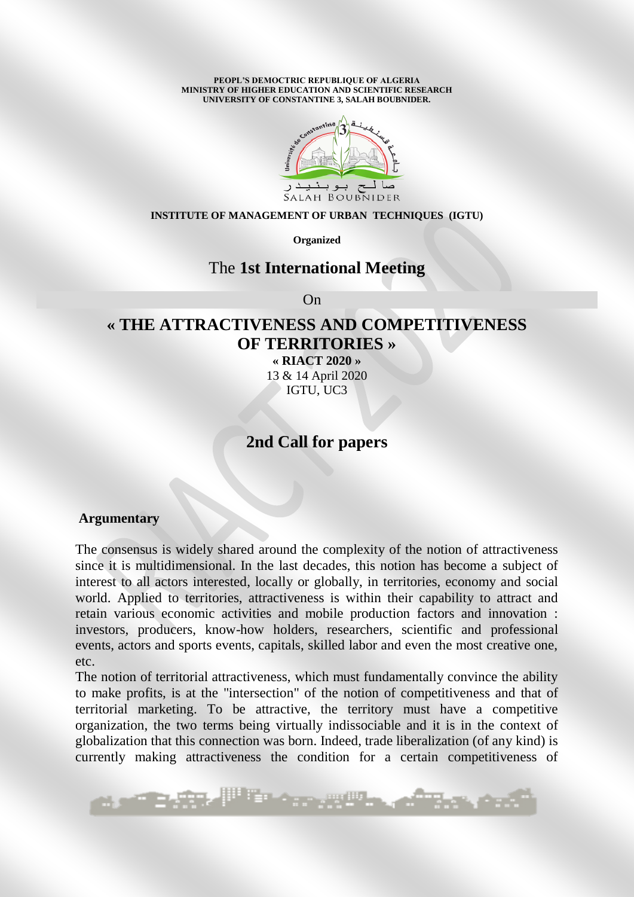**PEOPL'S DEMOCTRIC REPUBLIQUE OF ALGERIA**
**MINISTRY OF HIGHER EDUCATION AND SCIENTIFIC RESEARCH**
**UNIVERSITY OF CONSTANTINE 3, SALAH BOUBNIDER.**

**INSTITUTE OF MANAGEMENT OF URBAN TECHNIQUES (IGTU)**

**Organized**

The **1st International Meeting**

On

# « THE ATTRACTIVENESS AND COMPETITIVENESS OF TERRITORIES »

**« RIACT 2020 »**
13 & 14 April 2020
IGTU, UC3

## 2nd Call for papers

### Argumentary

The consensus is widely shared around the complexity of the notion of attractiveness since it is multidimensional. In the last decades, this notion has become a subject of interest to all actors interested, locally or globally, in territories, economy and social world. Applied to territories, attractiveness is within their capability to attract and retain various economic activities and mobile production factors and innovation : investors, producers, know-how holders, researchers, scientific and professional events, actors and sports events, capitals, skilled labor and even the most creative one, etc.

The notion of territorial attractiveness, which must fundamentally convince the ability to make profits, is at the "intersection" of the notion of competitiveness and that of territorial marketing. To be attractive, the territory must have a competitive organization, the two terms being virtually indissociable and it is in the context of globalization that this connection was born. Indeed, trade liberalization (of any kind) is currently making attractiveness the condition for a certain competitiveness of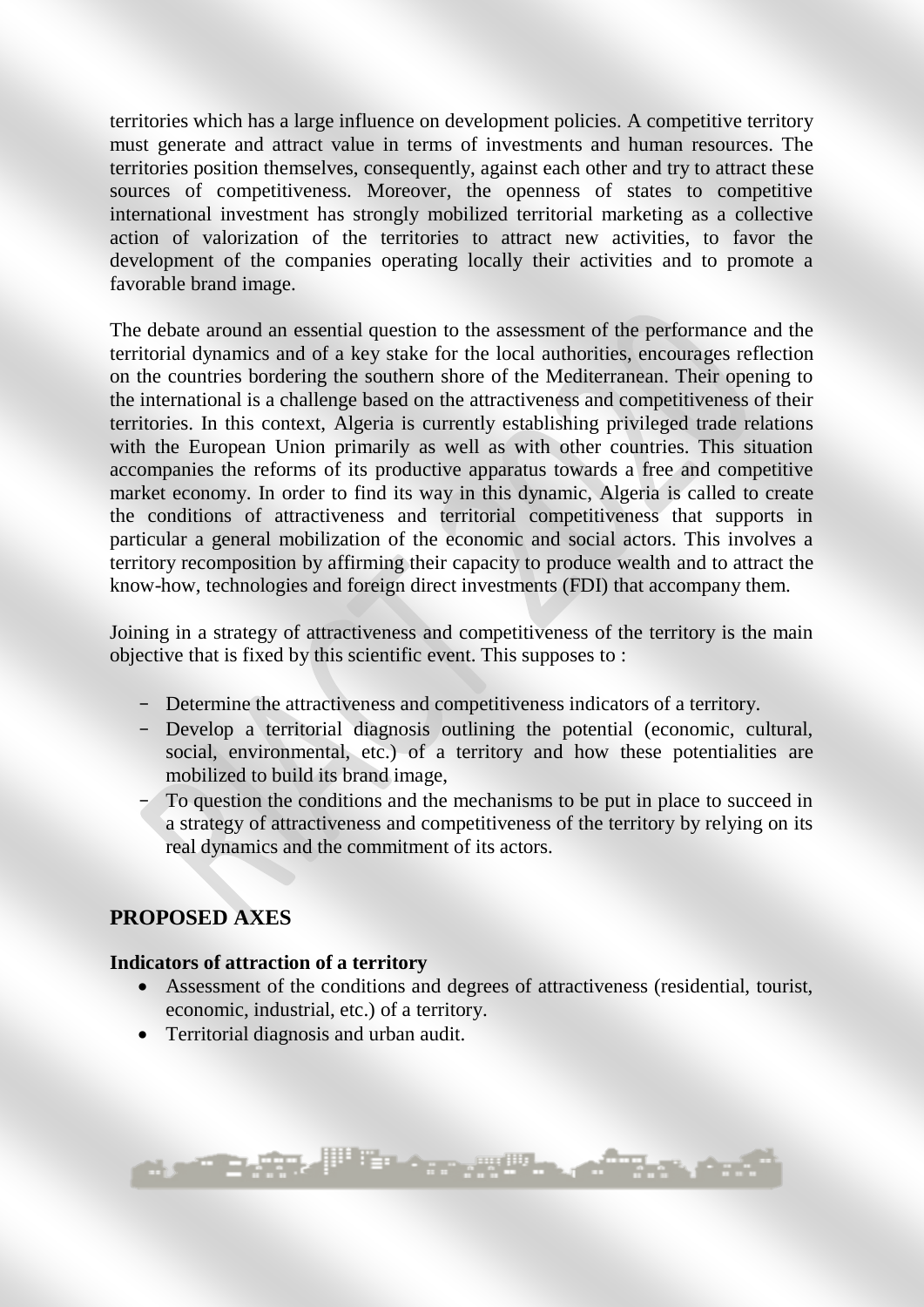territories which has a large influence on development policies. A competitive territory must generate and attract value in terms of investments and human resources. The territories position themselves, consequently, against each other and try to attract these sources of competitiveness. Moreover, the openness of states to competitive international investment has strongly mobilized territorial marketing as a collective action of valorization of the territories to attract new activities, to favor the development of the companies operating locally their activities and to promote a favorable brand image.

The debate around an essential question to the assessment of the performance and the territorial dynamics and of a key stake for the local authorities, encourages reflection on the countries bordering the southern shore of the Mediterranean. Their opening to the international is a challenge based on the attractiveness and competitiveness of their territories. In this context, Algeria is currently establishing privileged trade relations with the European Union primarily as well as with other countries. This situation accompanies the reforms of its productive apparatus towards a free and competitive market economy. In order to find its way in this dynamic, Algeria is called to create the conditions of attractiveness and territorial competitiveness that supports in particular a general mobilization of the economic and social actors. This involves a territory recomposition by affirming their capacity to produce wealth and to attract the know-how, technologies and foreign direct investments (FDI) that accompany them.

Joining in a strategy of attractiveness and competitiveness of the territory is the main objective that is fixed by this scientific event. This supposes to :

- Determine the attractiveness and competitiveness indicators of a territory.
- Develop a territorial diagnosis outlining the potential (economic, cultural, social, environmental, etc.) of a territory and how these potentialities are mobilized to build its brand image,
- To question the conditions and the mechanisms to be put in place to succeed in a strategy of attractiveness and competitiveness of the territory by relying on its real dynamics and the commitment of its actors.

## PROPOSED AXES

**Indicators of attraction of a territory**

- Assessment of the conditions and degrees of attractiveness (residential, tourist, economic, industrial, etc.) of a territory.
- Territorial diagnosis and urban audit.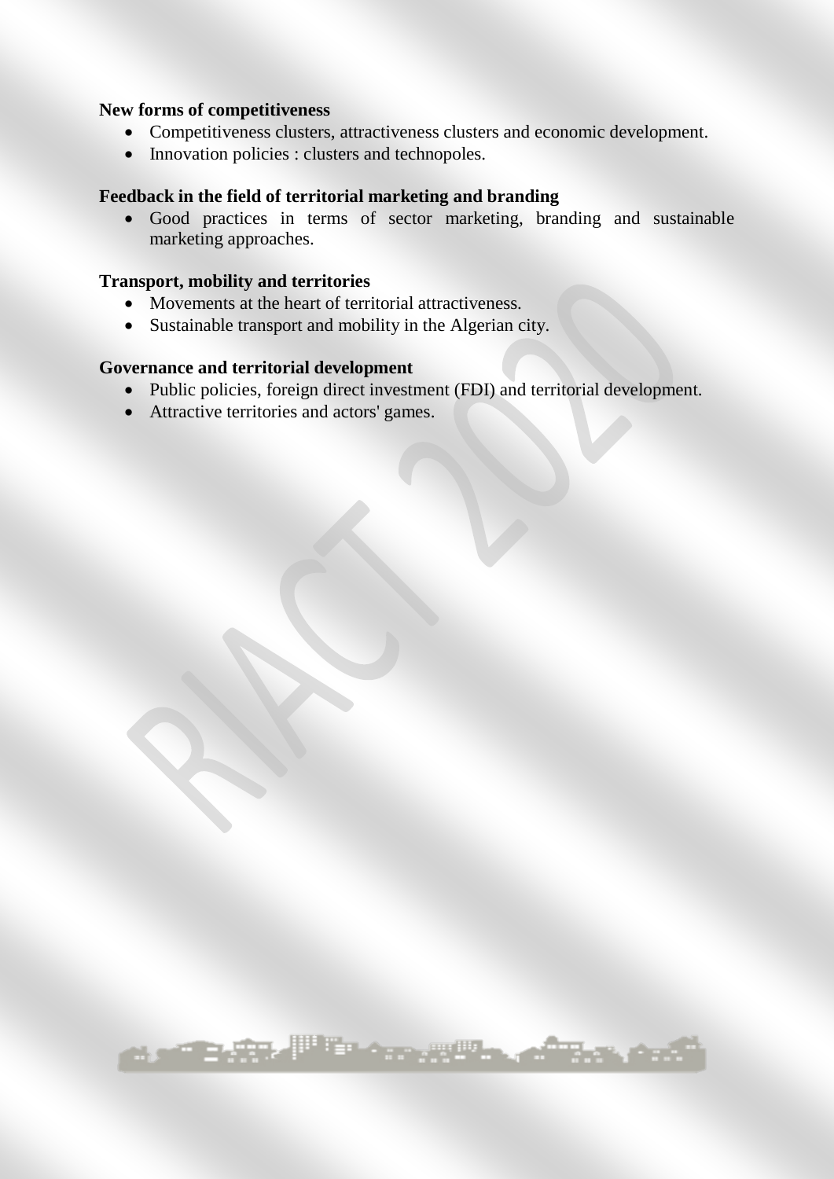**New forms of competitiveness**

- Competitiveness clusters, attractiveness clusters and economic development.
- Innovation policies : clusters and technopoles.

**Feedback in the field of territorial marketing and branding**

- Good practices in terms of sector marketing, branding and sustainable marketing approaches.

**Transport, mobility and territories**

- Movements at the heart of territorial attractiveness.
- Sustainable transport and mobility in the Algerian city.

**Governance and territorial development**

- Public policies, foreign direct investment (FDI) and territorial development.
- Attractive territories and actors' games.